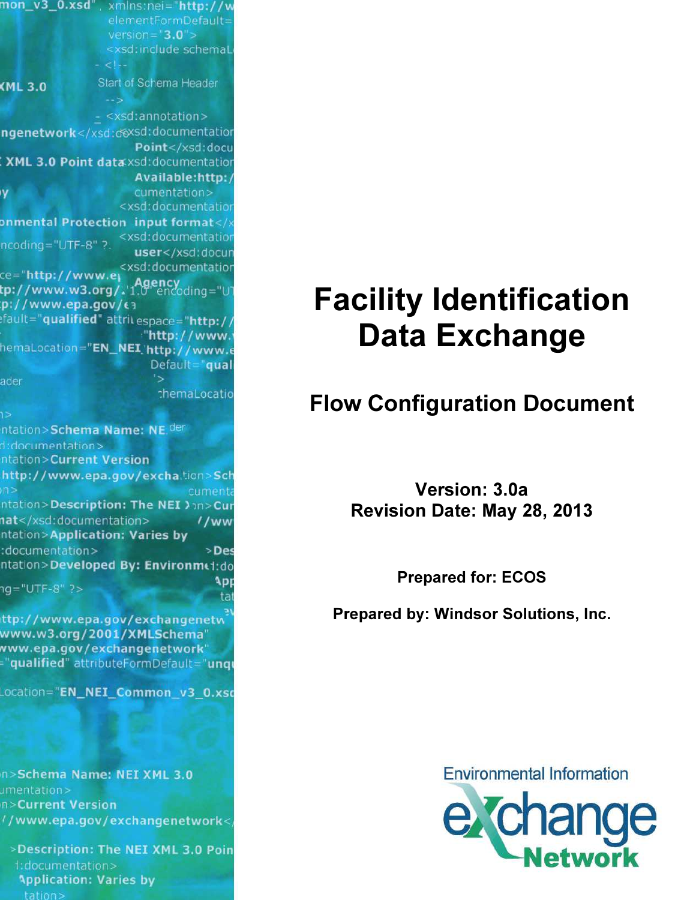# Facility Identification Data Exchange

## Flow Configuration Document

**Version: 3.0a**
**Revision Date: May 28, 2013**

**Prepared for: ECOS**

**Prepared by: Windsor Solutions, Inc.**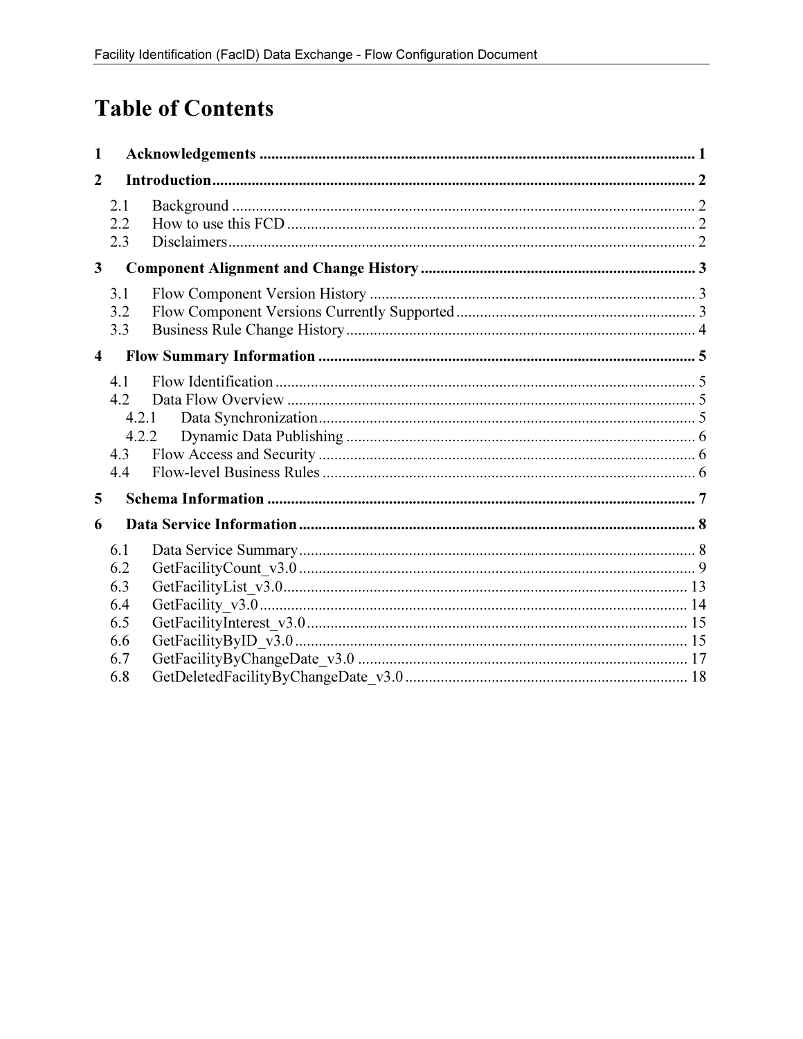# Table of Contents

**1 Acknowledgements ... 1**

**2 Introduction ... 2**

- 2.1 Background ... 2
- 2.2 How to use this FCD ... 2
- 2.3 Disclaimers ... 2

**3 Component Alignment and Change History ... 3**

- 3.1 Flow Component Version History ... 3
- 3.2 Flow Component Versions Currently Supported ... 3
- 3.3 Business Rule Change History ... 4

**4 Flow Summary Information ... 5**

- 4.1 Flow Identification ... 5
- 4.2 Data Flow Overview ... 5
  - 4.2.1 Data Synchronization ... 5
  - 4.2.2 Dynamic Data Publishing ... 6
- 4.3 Flow Access and Security ... 6
- 4.4 Flow-level Business Rules ... 6

**5 Schema Information ... 7**

**6 Data Service Information ... 8**

- 6.1 Data Service Summary ... 8
- 6.2 GetFacilityCount_v3.0 ... 9
- 6.3 GetFacilityList_v3.0 ... 13
- 6.4 GetFacility_v3.0 ... 14
- 6.5 GetFacilityInterest_v3.0 ... 15
- 6.6 GetFacilityByID_v3.0 ... 15
- 6.7 GetFacilityByChangeDate_v3.0 ... 17
- 6.8 GetDeletedFacilityByChangeDate_v3.0 ... 18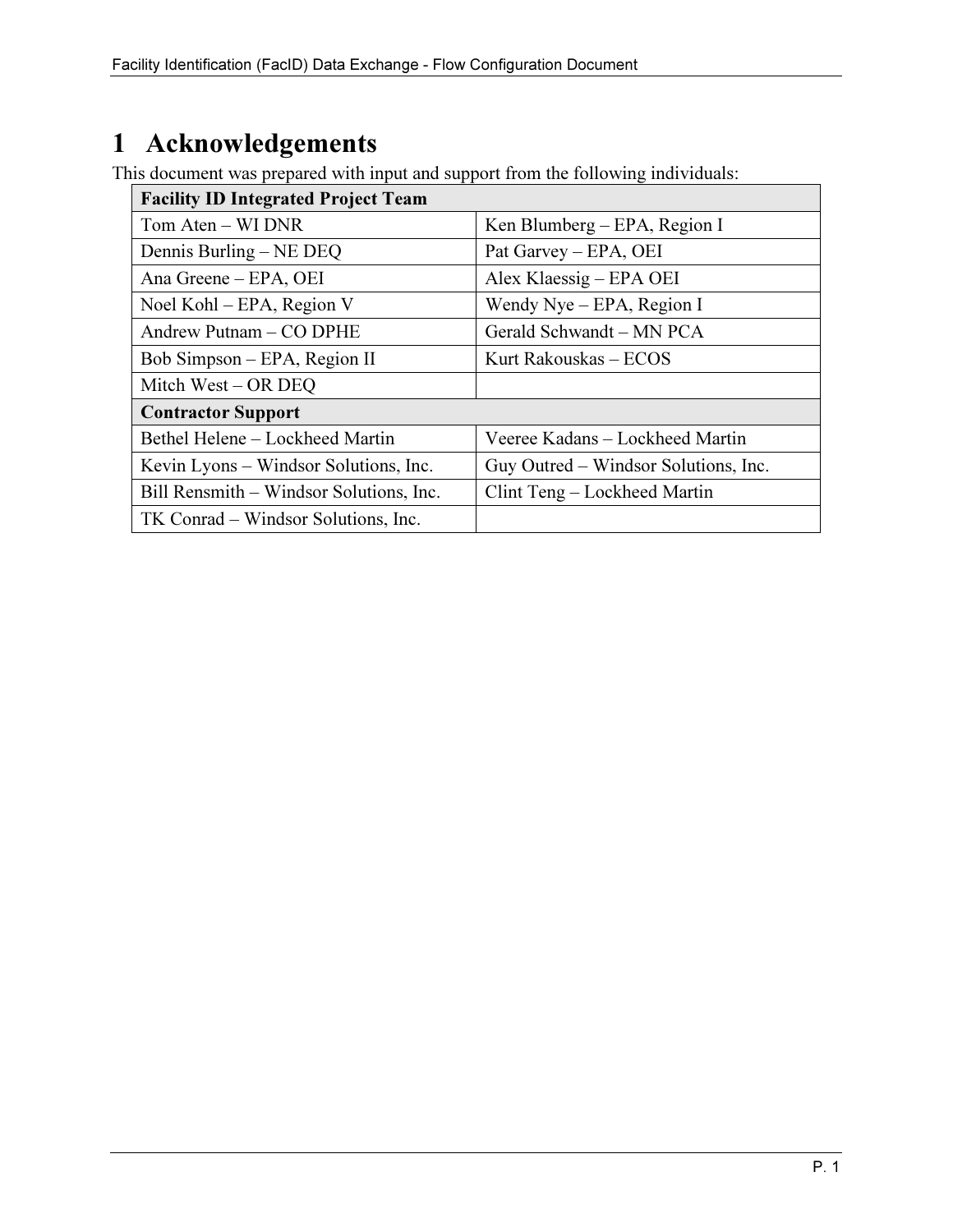# 1 Acknowledgements

This document was prepared with input and support from the following individuals:

| **Facility ID Integrated Project Team** | |
| --- | --- |
| Tom Aten – WI DNR | Ken Blumberg – EPA, Region I |
| Dennis Burling – NE DEQ | Pat Garvey – EPA, OEI |
| Ana Greene – EPA, OEI | Alex Klaessig – EPA OEI |
| Noel Kohl – EPA, Region V | Wendy Nye – EPA, Region I |
| Andrew Putnam – CO DPHE | Gerald Schwandt – MN PCA |
| Bob Simpson – EPA, Region II | Kurt Rakouskas – ECOS |
| Mitch West – OR DEQ | |
| **Contractor Support** | |
| Bethel Helene – Lockheed Martin | Veeree Kadans – Lockheed Martin |
| Kevin Lyons – Windsor Solutions, Inc. | Guy Outred – Windsor Solutions, Inc. |
| Bill Rensmith – Windsor Solutions, Inc. | Clint Teng – Lockheed Martin |
| TK Conrad – Windsor Solutions, Inc. | |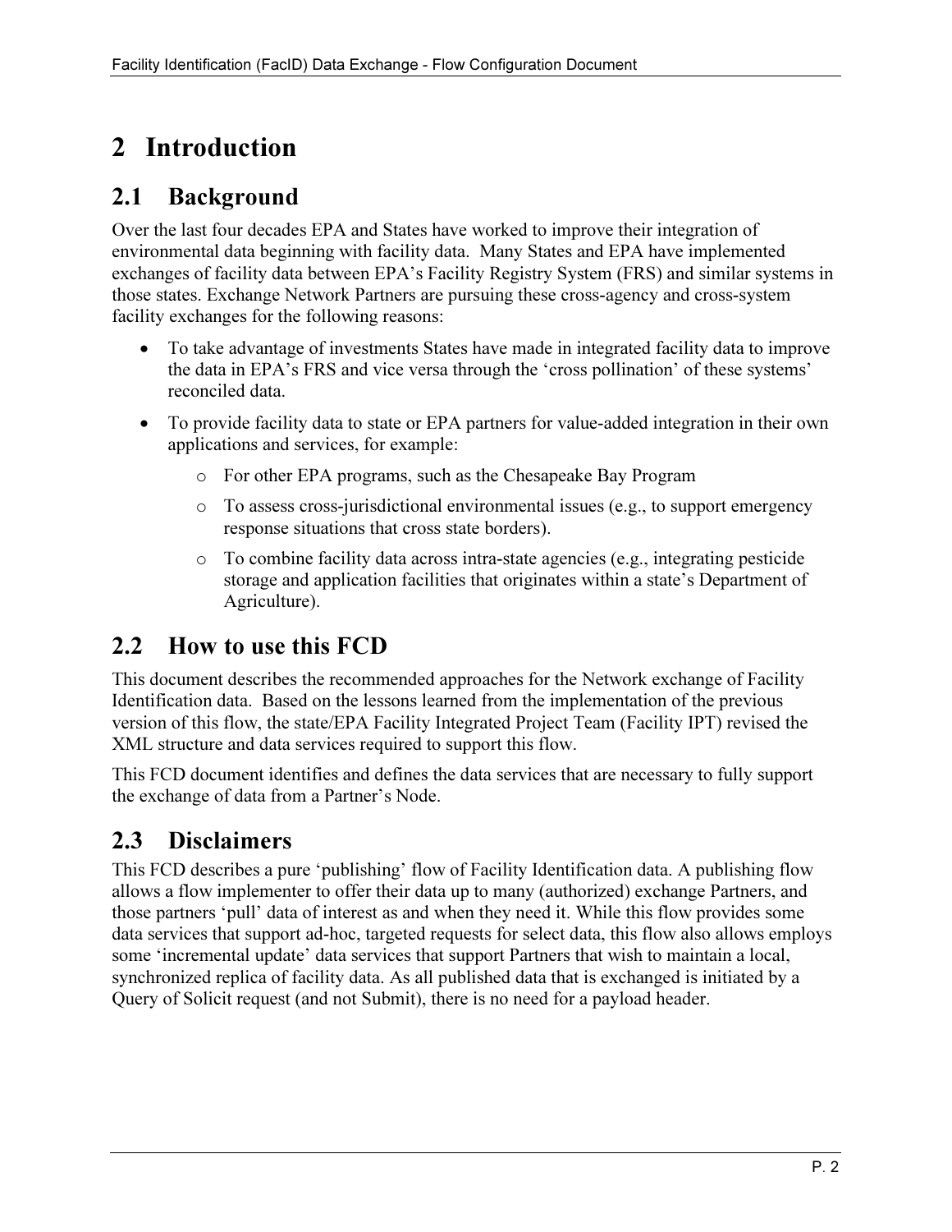# 2 Introduction

## 2.1 Background

Over the last four decades EPA and States have worked to improve their integration of environmental data beginning with facility data. Many States and EPA have implemented exchanges of facility data between EPA's Facility Registry System (FRS) and similar systems in those states. Exchange Network Partners are pursuing these cross-agency and cross-system facility exchanges for the following reasons:

- To take advantage of investments States have made in integrated facility data to improve the data in EPA's FRS and vice versa through the 'cross pollination' of these systems' reconciled data.
- To provide facility data to state or EPA partners for value-added integration in their own applications and services, for example:
  - For other EPA programs, such as the Chesapeake Bay Program
  - To assess cross-jurisdictional environmental issues (e.g., to support emergency response situations that cross state borders).
  - To combine facility data across intra-state agencies (e.g., integrating pesticide storage and application facilities that originates within a state's Department of Agriculture).

## 2.2 How to use this FCD

This document describes the recommended approaches for the Network exchange of Facility Identification data. Based on the lessons learned from the implementation of the previous version of this flow, the state/EPA Facility Integrated Project Team (Facility IPT) revised the XML structure and data services required to support this flow.

This FCD document identifies and defines the data services that are necessary to fully support the exchange of data from a Partner's Node.

## 2.3 Disclaimers

This FCD describes a pure 'publishing' flow of Facility Identification data. A publishing flow allows a flow implementer to offer their data up to many (authorized) exchange Partners, and those partners 'pull' data of interest as and when they need it. While this flow provides some data services that support ad-hoc, targeted requests for select data, this flow also allows employs some 'incremental update' data services that support Partners that wish to maintain a local, synchronized replica of facility data. As all published data that is exchanged is initiated by a Query of Solicit request (and not Submit), there is no need for a payload header.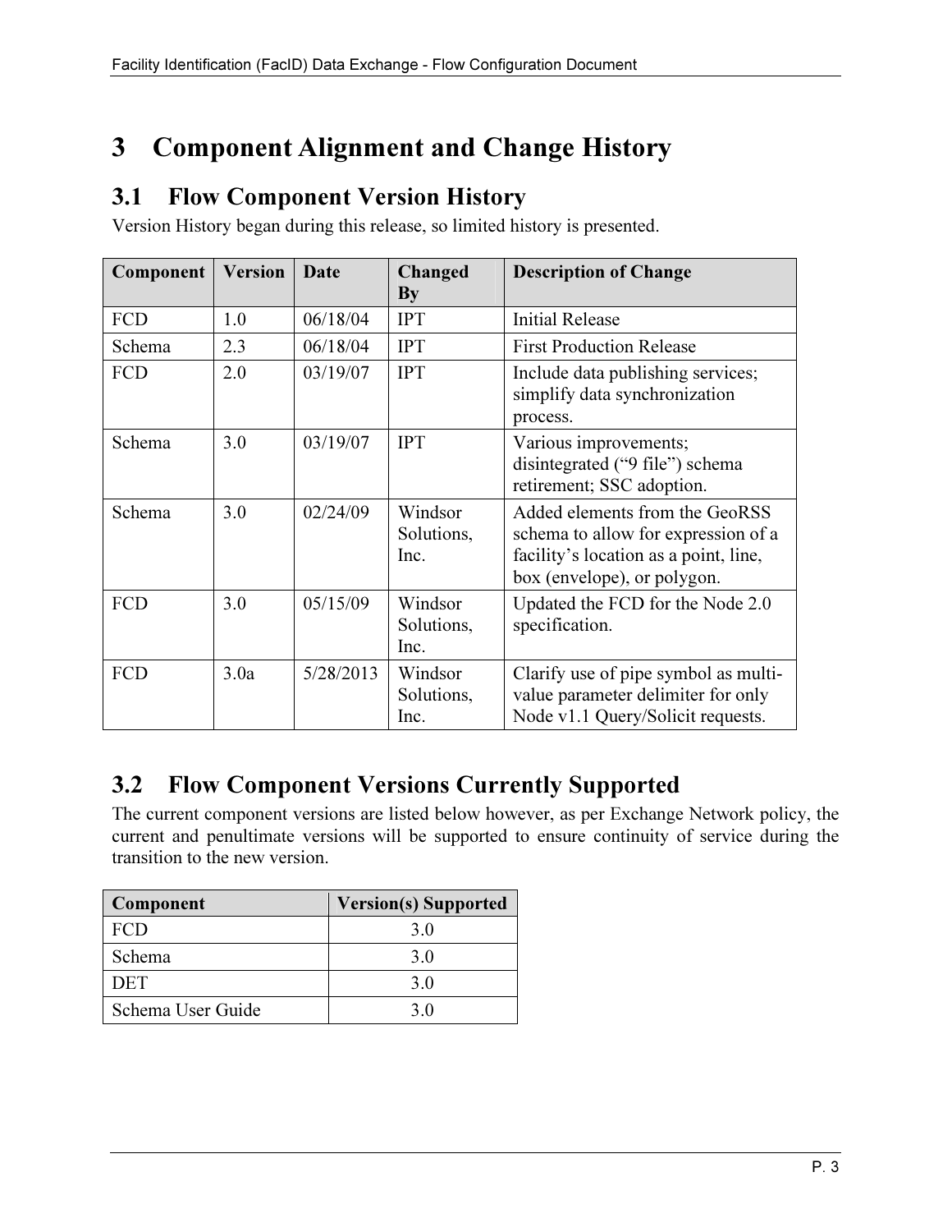# 3 Component Alignment and Change History

## 3.1 Flow Component Version History

Version History began during this release, so limited history is presented.

| Component | Version | Date | Changed By | Description of Change |
|---|---|---|---|---|
| FCD | 1.0 | 06/18/04 | IPT | Initial Release |
| Schema | 2.3 | 06/18/04 | IPT | First Production Release |
| FCD | 2.0 | 03/19/07 | IPT | Include data publishing services; simplify data synchronization process. |
| Schema | 3.0 | 03/19/07 | IPT | Various improvements; disintegrated ("9 file") schema retirement; SSC adoption. |
| Schema | 3.0 | 02/24/09 | Windsor Solutions, Inc. | Added elements from the GeoRSS schema to allow for expression of a facility's location as a point, line, box (envelope), or polygon. |
| FCD | 3.0 | 05/15/09 | Windsor Solutions, Inc. | Updated the FCD for the Node 2.0 specification. |
| FCD | 3.0a | 5/28/2013 | Windsor Solutions, Inc. | Clarify use of pipe symbol as multi-value parameter delimiter for only Node v1.1 Query/Solicit requests. |

## 3.2 Flow Component Versions Currently Supported

The current component versions are listed below however, as per Exchange Network policy, the current and penultimate versions will be supported to ensure continuity of service during the transition to the new version.

| Component | Version(s) Supported |
|---|---|
| FCD | 3.0 |
| Schema | 3.0 |
| DET | 3.0 |
| Schema User Guide | 3.0 |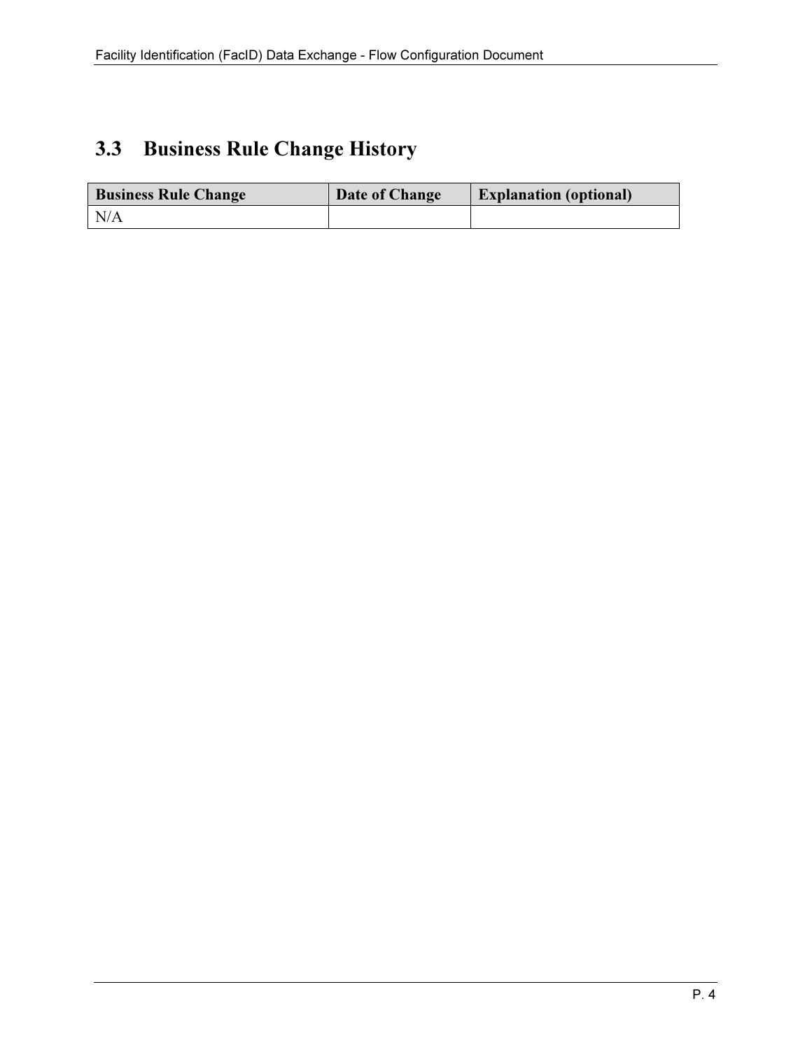## 3.3 Business Rule Change History

| Business Rule Change | Date of Change | Explanation (optional) |
| --- | --- | --- |
| N/A | | |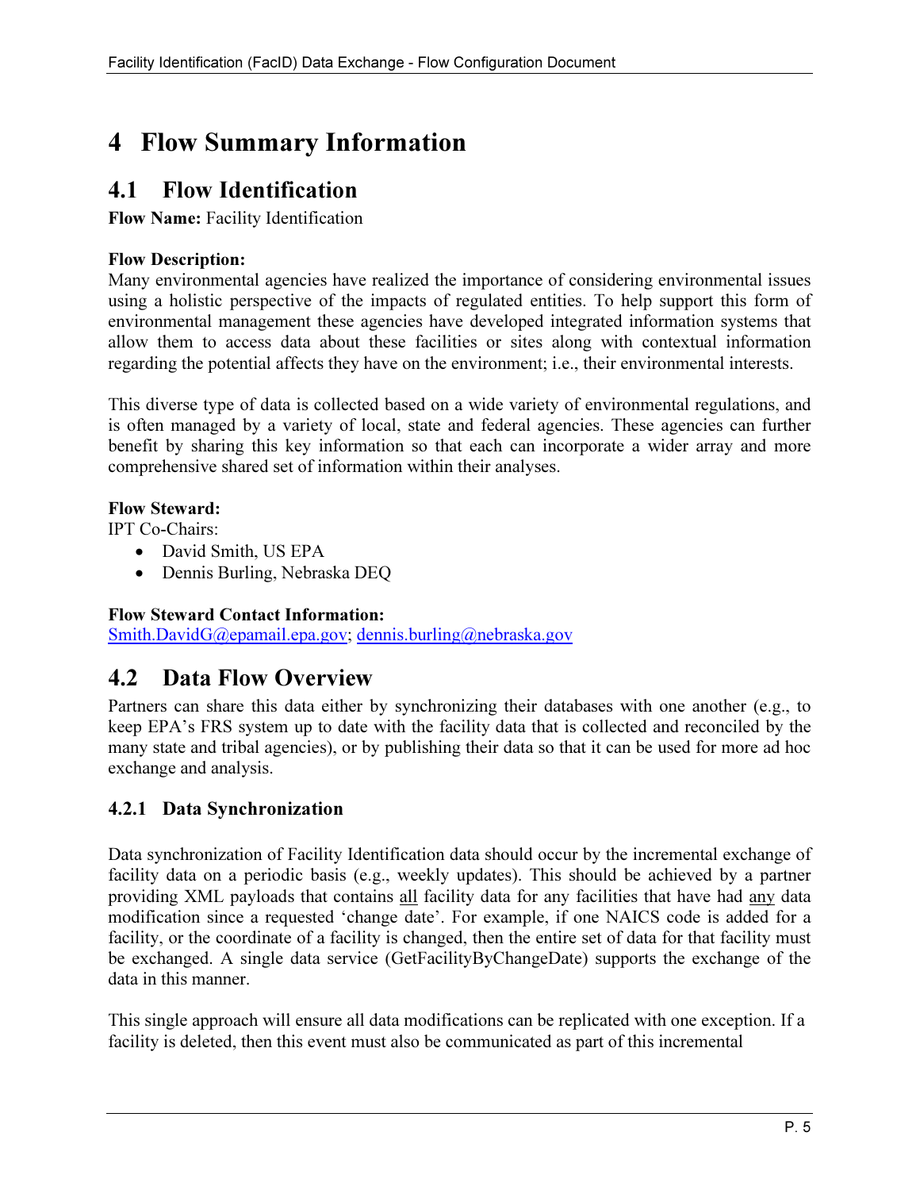# 4 Flow Summary Information

## 4.1 Flow Identification

**Flow Name:** Facility Identification

**Flow Description:**
Many environmental agencies have realized the importance of considering environmental issues using a holistic perspective of the impacts of regulated entities. To help support this form of environmental management these agencies have developed integrated information systems that allow them to access data about these facilities or sites along with contextual information regarding the potential affects they have on the environment; i.e., their environmental interests.

This diverse type of data is collected based on a wide variety of environmental regulations, and is often managed by a variety of local, state and federal agencies. These agencies can further benefit by sharing this key information so that each can incorporate a wider array and more comprehensive shared set of information within their analyses.

**Flow Steward:**
IPT Co-Chairs:

- David Smith, US EPA
- Dennis Burling, Nebraska DEQ

**Flow Steward Contact Information:**
Smith.DavidG@epamail.epa.gov; dennis.burling@nebraska.gov

## 4.2 Data Flow Overview

Partners can share this data either by synchronizing their databases with one another (e.g., to keep EPA's FRS system up to date with the facility data that is collected and reconciled by the many state and tribal agencies), or by publishing their data so that it can be used for more ad hoc exchange and analysis.

### 4.2.1 Data Synchronization

Data synchronization of Facility Identification data should occur by the incremental exchange of facility data on a periodic basis (e.g., weekly updates). This should be achieved by a partner providing XML payloads that contains <u>all</u> facility data for any facilities that have had <u>any</u> data modification since a requested 'change date'. For example, if one NAICS code is added for a facility, or the coordinate of a facility is changed, then the entire set of data for that facility must be exchanged. A single data service (GetFacilityByChangeDate) supports the exchange of the data in this manner.

This single approach will ensure all data modifications can be replicated with one exception. If a facility is deleted, then this event must also be communicated as part of this incremental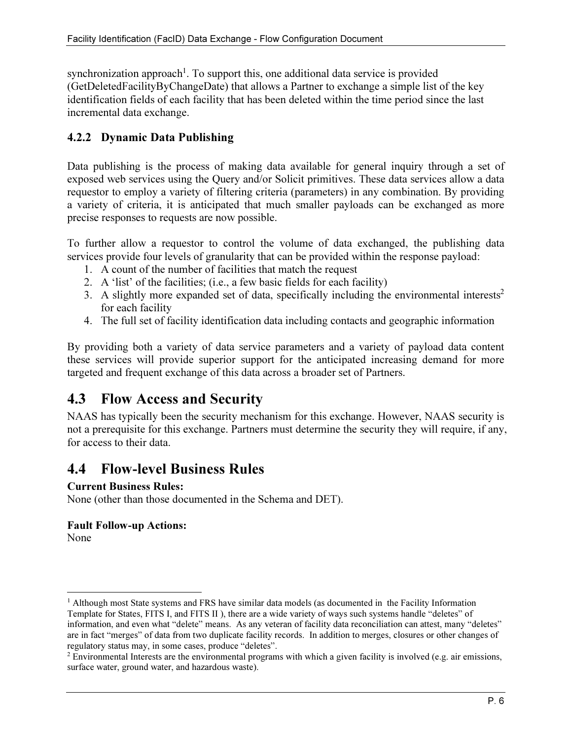synchronization approach[1]. To support this, one additional data service is provided (GetDeletedFacilityByChangeDate) that allows a Partner to exchange a simple list of the key identification fields of each facility that has been deleted within the time period since the last incremental data exchange.

### 4.2.2 Dynamic Data Publishing

Data publishing is the process of making data available for general inquiry through a set of exposed web services using the Query and/or Solicit primitives. These data services allow a data requestor to employ a variety of filtering criteria (parameters) in any combination. By providing a variety of criteria, it is anticipated that much smaller payloads can be exchanged as more precise responses to requests are now possible.

To further allow a requestor to control the volume of data exchanged, the publishing data services provide four levels of granularity that can be provided within the response payload:

1. A count of the number of facilities that match the request
2. A 'list' of the facilities; (i.e., a few basic fields for each facility)
3. A slightly more expanded set of data, specifically including the environmental interests[2] for each facility
4. The full set of facility identification data including contacts and geographic information

By providing both a variety of data service parameters and a variety of payload data content these services will provide superior support for the anticipated increasing demand for more targeted and frequent exchange of this data across a broader set of Partners.

## 4.3 Flow Access and Security

NAAS has typically been the security mechanism for this exchange. However, NAAS security is not a prerequisite for this exchange. Partners must determine the security they will require, if any, for access to their data.

## 4.4 Flow-level Business Rules

**Current Business Rules:**
None (other than those documented in the Schema and DET).

**Fault Follow-up Actions:**
None

---

[1] Although most State systems and FRS have similar data models (as documented in the Facility Information Template for States, FITS I, and FITS II ), there are a wide variety of ways such systems handle "deletes" of information, and even what "delete" means. As any veteran of facility data reconciliation can attest, many "deletes" are in fact "merges" of data from two duplicate facility records. In addition to merges, closures or other changes of regulatory status may, in some cases, produce "deletes".

[2] Environmental Interests are the environmental programs with which a given facility is involved (e.g. air emissions, surface water, ground water, and hazardous waste).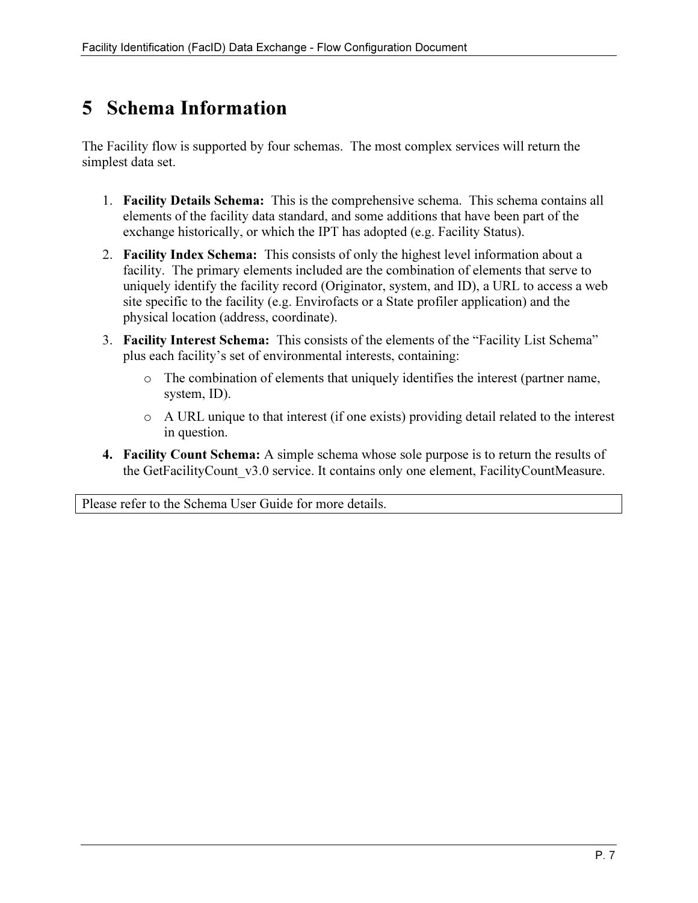# 5 Schema Information

The Facility flow is supported by four schemas. The most complex services will return the simplest data set.

1. **Facility Details Schema:** This is the comprehensive schema. This schema contains all elements of the facility data standard, and some additions that have been part of the exchange historically, or which the IPT has adopted (e.g. Facility Status).
2. **Facility Index Schema:** This consists of only the highest level information about a facility. The primary elements included are the combination of elements that serve to uniquely identify the facility record (Originator, system, and ID), a URL to access a web site specific to the facility (e.g. Envirofacts or a State profiler application) and the physical location (address, coordinate).
3. **Facility Interest Schema:** This consists of the elements of the "Facility List Schema" plus each facility's set of environmental interests, containing:
   - The combination of elements that uniquely identifies the interest (partner name, system, ID).
   - A URL unique to that interest (if one exists) providing detail related to the interest in question.
4. **Facility Count Schema:** A simple schema whose sole purpose is to return the results of the GetFacilityCount_v3.0 service. It contains only one element, FacilityCountMeasure.

Please refer to the Schema User Guide for more details.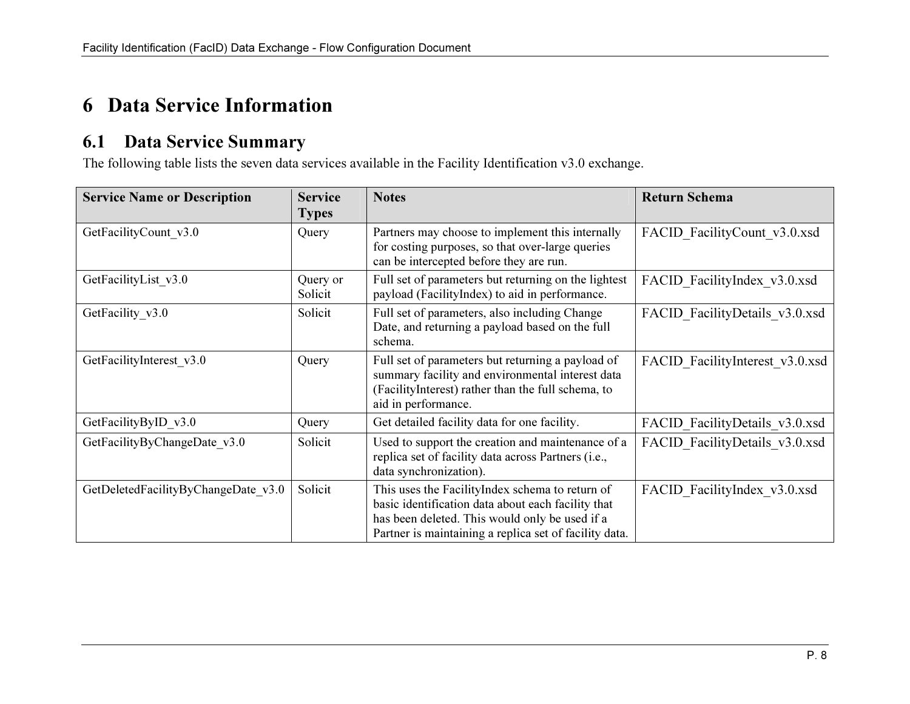# 6 Data Service Information

## 6.1 Data Service Summary

The following table lists the seven data services available in the Facility Identification v3.0 exchange.

| Service Name or Description | Service Types | Notes | Return Schema |
|---|---|---|---|
| GetFacilityCount_v3.0 | Query | Partners may choose to implement this internally for costing purposes, so that over-large queries can be intercepted before they are run. | FACID_FacilityCount_v3.0.xsd |
| GetFacilityList_v3.0 | Query or Solicit | Full set of parameters but returning on the lightest payload (FacilityIndex) to aid in performance. | FACID_FacilityIndex_v3.0.xsd |
| GetFacility_v3.0 | Solicit | Full set of parameters, also including Change Date, and returning a payload based on the full schema. | FACID_FacilityDetails_v3.0.xsd |
| GetFacilityInterest_v3.0 | Query | Full set of parameters but returning a payload of summary facility and environmental interest data (FacilityInterest) rather than the full schema, to aid in performance. | FACID_FacilityInterest_v3.0.xsd |
| GetFacilityByID_v3.0 | Query | Get detailed facility data for one facility. | FACID_FacilityDetails_v3.0.xsd |
| GetFacilityByChangeDate_v3.0 | Solicit | Used to support the creation and maintenance of a replica set of facility data across Partners (i.e., data synchronization). | FACID_FacilityDetails_v3.0.xsd |
| GetDeletedFacilityByChangeDate_v3.0 | Solicit | This uses the FacilityIndex schema to return of basic identification data about each facility that has been deleted. This would only be used if a Partner is maintaining a replica set of facility data. | FACID_FacilityIndex_v3.0.xsd |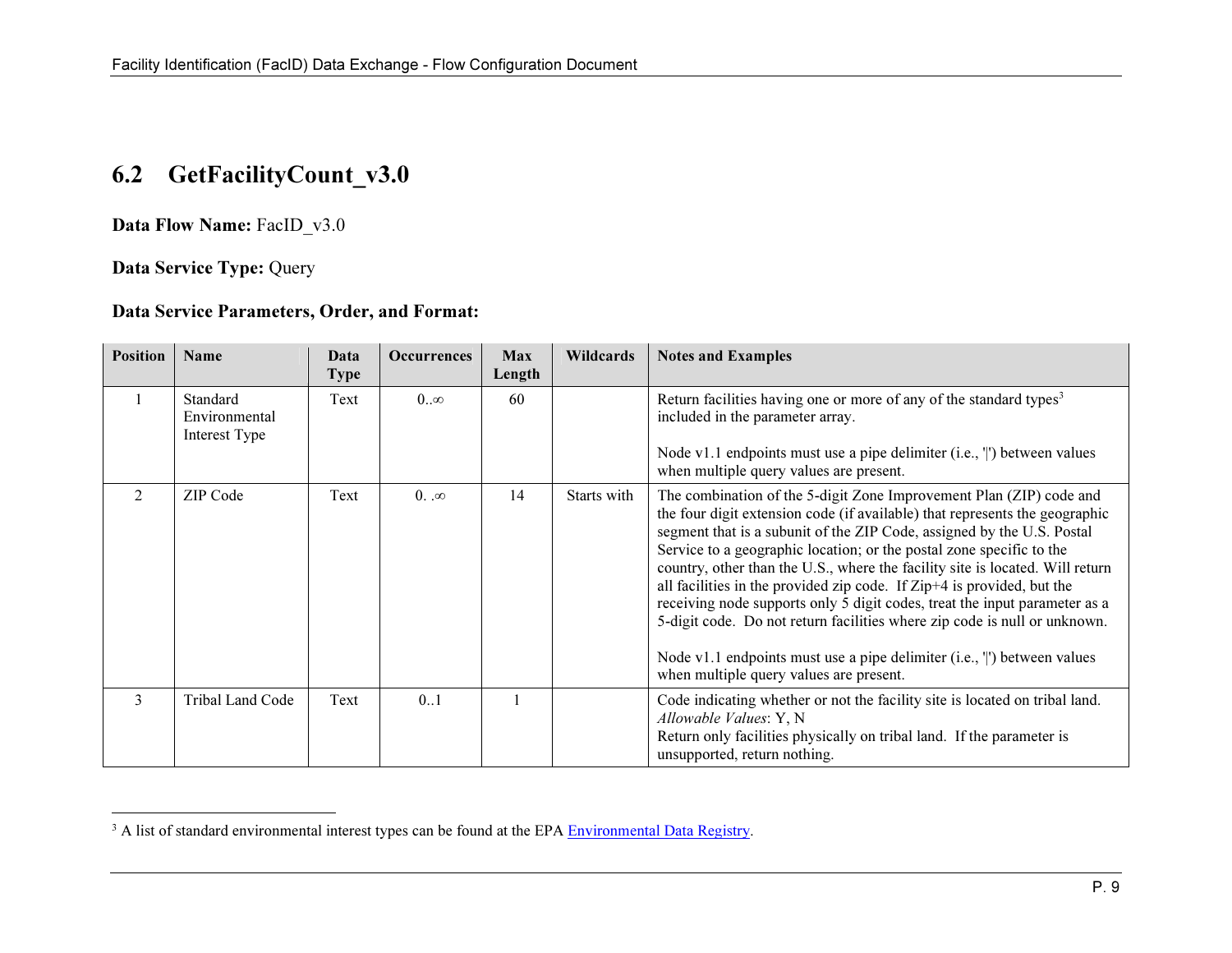## 6.2 GetFacilityCount_v3.0

**Data Flow Name:** FacID_v3.0

**Data Service Type:** Query

**Data Service Parameters, Order, and Format:**

| Position | Name | Data Type | Occurrences | Max Length | Wildcards | Notes and Examples |
|---|---|---|---|---|---|---|
| 1 | Standard Environmental Interest Type | Text | 0..∞ | 60 | | Return facilities having one or more of any of the standard types[3] included in the parameter array.<br><br>Node v1.1 endpoints must use a pipe delimiter (i.e., '\|') between values when multiple query values are present. |
| 2 | ZIP Code | Text | 0. .∞ | 14 | Starts with | The combination of the 5-digit Zone Improvement Plan (ZIP) code and the four digit extension code (if available) that represents the geographic segment that is a subunit of the ZIP Code, assigned by the U.S. Postal Service to a geographic location; or the postal zone specific to the country, other than the U.S., where the facility site is located. Will return all facilities in the provided zip code. If Zip+4 is provided, but the receiving node supports only 5 digit codes, treat the input parameter as a 5-digit code. Do not return facilities where zip code is null or unknown.<br><br>Node v1.1 endpoints must use a pipe delimiter (i.e., '\|') between values when multiple query values are present. |
| 3 | Tribal Land Code | Text | 0..1 | 1 | | Code indicating whether or not the facility site is located on tribal land.<br>*Allowable Values*: Y, N<br>Return only facilities physically on tribal land. If the parameter is unsupported, return nothing. |

[3] A list of standard environmental interest types can be found at the EPA Environmental Data Registry.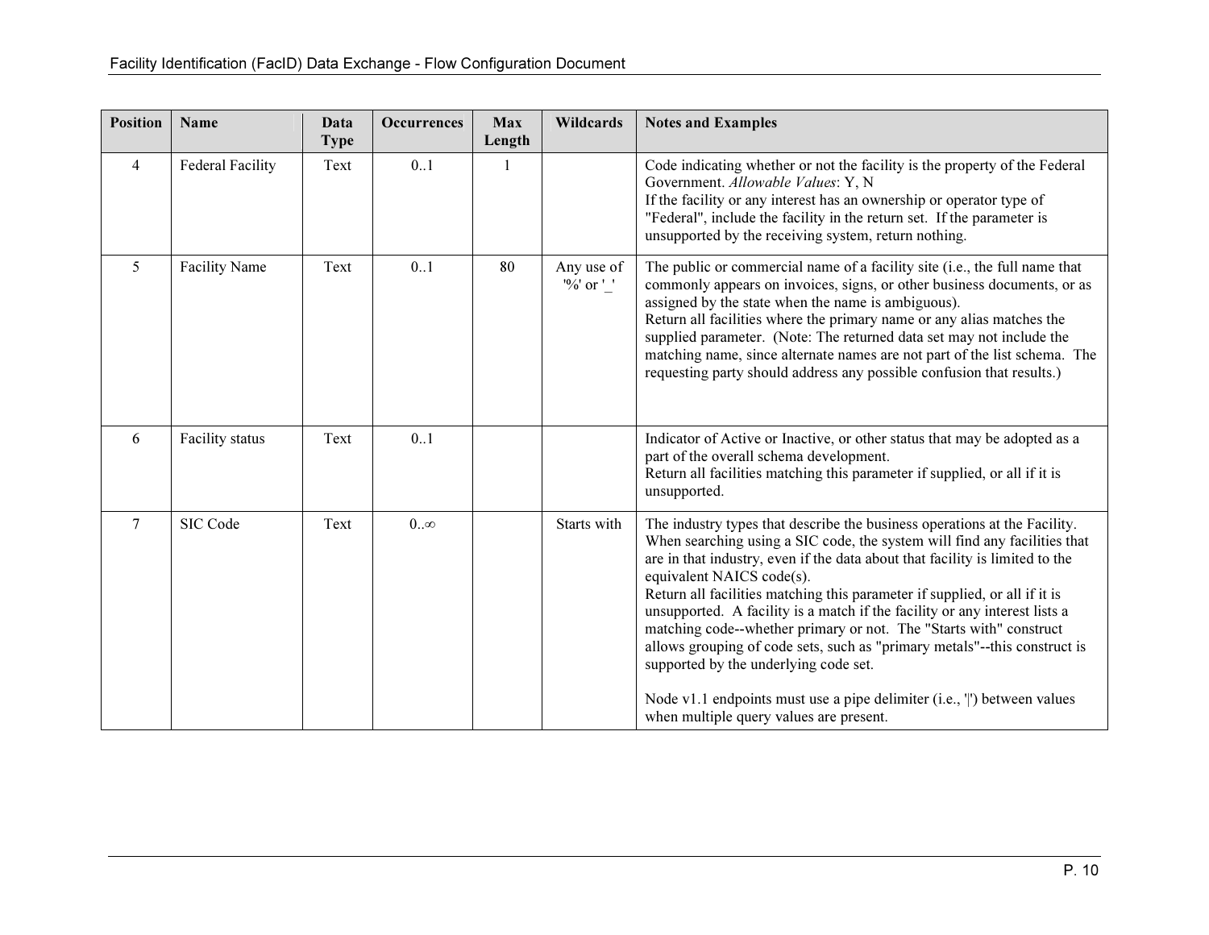| Position | Name | Data Type | Occurrences | Max Length | Wildcards | Notes and Examples |
|---|---|---|---|---|---|---|
| 4 | Federal Facility | Text | 0..1 | 1 | | Code indicating whether or not the facility is the property of the Federal Government. *Allowable Values*: Y, N<br>If the facility or any interest has an ownership or operator type of "Federal", include the facility in the return set. If the parameter is unsupported by the receiving system, return nothing. |
| 5 | Facility Name | Text | 0..1 | 80 | Any use of '%' or '_' | The public or commercial name of a facility site (i.e., the full name that commonly appears on invoices, signs, or other business documents, or as assigned by the state when the name is ambiguous).<br>Return all facilities where the primary name or any alias matches the supplied parameter. (Note: The returned data set may not include the matching name, since alternate names are not part of the list schema. The requesting party should address any possible confusion that results.) |
| 6 | Facility status | Text | 0..1 | | | Indicator of Active or Inactive, or other status that may be adopted as a part of the overall schema development.<br>Return all facilities matching this parameter if supplied, or all if it is unsupported. |
| 7 | SIC Code | Text | 0..∞ | | Starts with | The industry types that describe the business operations at the Facility. When searching using a SIC code, the system will find any facilities that are in that industry, even if the data about that facility is limited to the equivalent NAICS code(s).<br>Return all facilities matching this parameter if supplied, or all if it is unsupported. A facility is a match if the facility or any interest lists a matching code--whether primary or not. The "Starts with" construct allows grouping of code sets, such as "primary metals"--this construct is supported by the underlying code set.<br><br>Node v1.1 endpoints must use a pipe delimiter (i.e., '\|') between values when multiple query values are present. |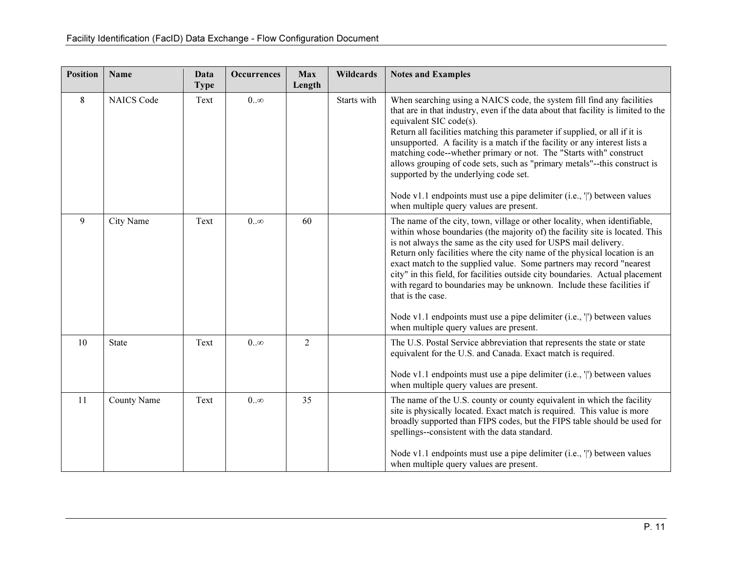| Position | Name | Data Type | Occurrences | Max Length | Wildcards | Notes and Examples |
|---|---|---|---|---|---|---|
| 8 | NAICS Code | Text | 0..∞ | | Starts with | When searching using a NAICS code, the system fill find any facilities that are in that industry, even if the data about that facility is limited to the equivalent SIC code(s).<br>Return all facilities matching this parameter if supplied, or all if it is unsupported. A facility is a match if the facility or any interest lists a matching code--whether primary or not. The "Starts with" construct allows grouping of code sets, such as "primary metals"--this construct is supported by the underlying code set.<br><br>Node v1.1 endpoints must use a pipe delimiter (i.e., '\|') between values when multiple query values are present. |
| 9 | City Name | Text | 0..∞ | 60 | | The name of the city, town, village or other locality, when identifiable, within whose boundaries (the majority of) the facility site is located. This is not always the same as the city used for USPS mail delivery.<br>Return only facilities where the city name of the physical location is an exact match to the supplied value. Some partners may record "nearest city" in this field, for facilities outside city boundaries. Actual placement with regard to boundaries may be unknown. Include these facilities if that is the case.<br><br>Node v1.1 endpoints must use a pipe delimiter (i.e., '\|') between values when multiple query values are present. |
| 10 | State | Text | 0..∞ | 2 | | The U.S. Postal Service abbreviation that represents the state or state equivalent for the U.S. and Canada. Exact match is required.<br><br>Node v1.1 endpoints must use a pipe delimiter (i.e., '\|') between values when multiple query values are present. |
| 11 | County Name | Text | 0..∞ | 35 | | The name of the U.S. county or county equivalent in which the facility site is physically located. Exact match is required. This value is more broadly supported than FIPS codes, but the FIPS table should be used for spellings--consistent with the data standard.<br><br>Node v1.1 endpoints must use a pipe delimiter (i.e., '\|') between values when multiple query values are present. |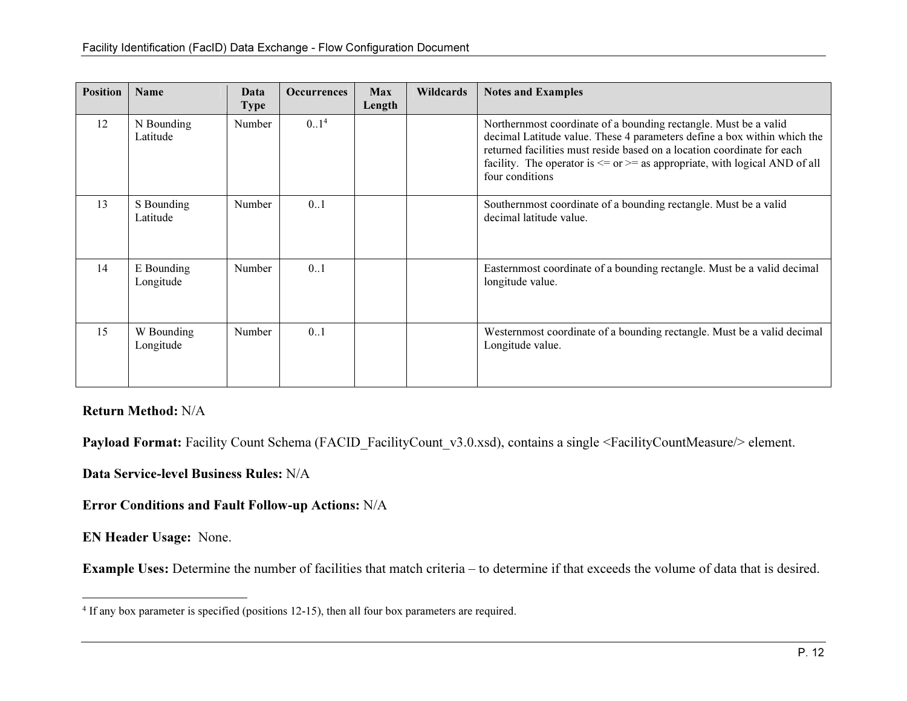| Position | Name | Data Type | Occurrences | Max Length | Wildcards | Notes and Examples |
|---|---|---|---|---|---|---|
| 12 | N Bounding Latitude | Number | 0..1[4] | | | Northernmost coordinate of a bounding rectangle. Must be a valid decimal Latitude value. These 4 parameters define a box within which the returned facilities must reside based on a location coordinate for each facility. The operator is <= or >= as appropriate, with logical AND of all four conditions |
| 13 | S Bounding Latitude | Number | 0..1 | | | Southernmost coordinate of a bounding rectangle. Must be a valid decimal latitude value. |
| 14 | E Bounding Longitude | Number | 0..1 | | | Easternmost coordinate of a bounding rectangle. Must be a valid decimal longitude value. |
| 15 | W Bounding Longitude | Number | 0..1 | | | Westernmost coordinate of a bounding rectangle. Must be a valid decimal Longitude value. |

**Return Method:** N/A

**Payload Format:** Facility Count Schema (FACID_FacilityCount_v3.0.xsd), contains a single <FacilityCountMeasure/> element.

**Data Service-level Business Rules:** N/A

**Error Conditions and Fault Follow-up Actions:** N/A

**EN Header Usage:** None.

**Example Uses:** Determine the number of facilities that match criteria – to determine if that exceeds the volume of data that is desired.

---

[4] If any box parameter is specified (positions 12-15), then all four box parameters are required.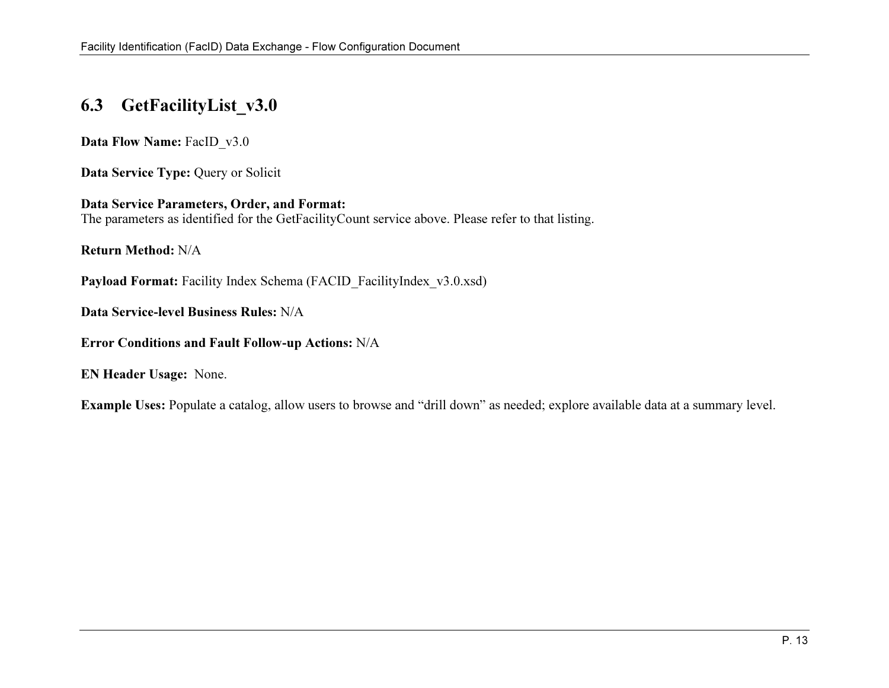## 6.3 GetFacilityList_v3.0

**Data Flow Name:** FacID_v3.0

**Data Service Type:** Query or Solicit

**Data Service Parameters, Order, and Format:**
The parameters as identified for the GetFacilityCount service above. Please refer to that listing.

**Return Method:** N/A

**Payload Format:** Facility Index Schema (FACID_FacilityIndex_v3.0.xsd)

**Data Service-level Business Rules:** N/A

**Error Conditions and Fault Follow-up Actions:** N/A

**EN Header Usage:** None.

**Example Uses:** Populate a catalog, allow users to browse and "drill down" as needed; explore available data at a summary level.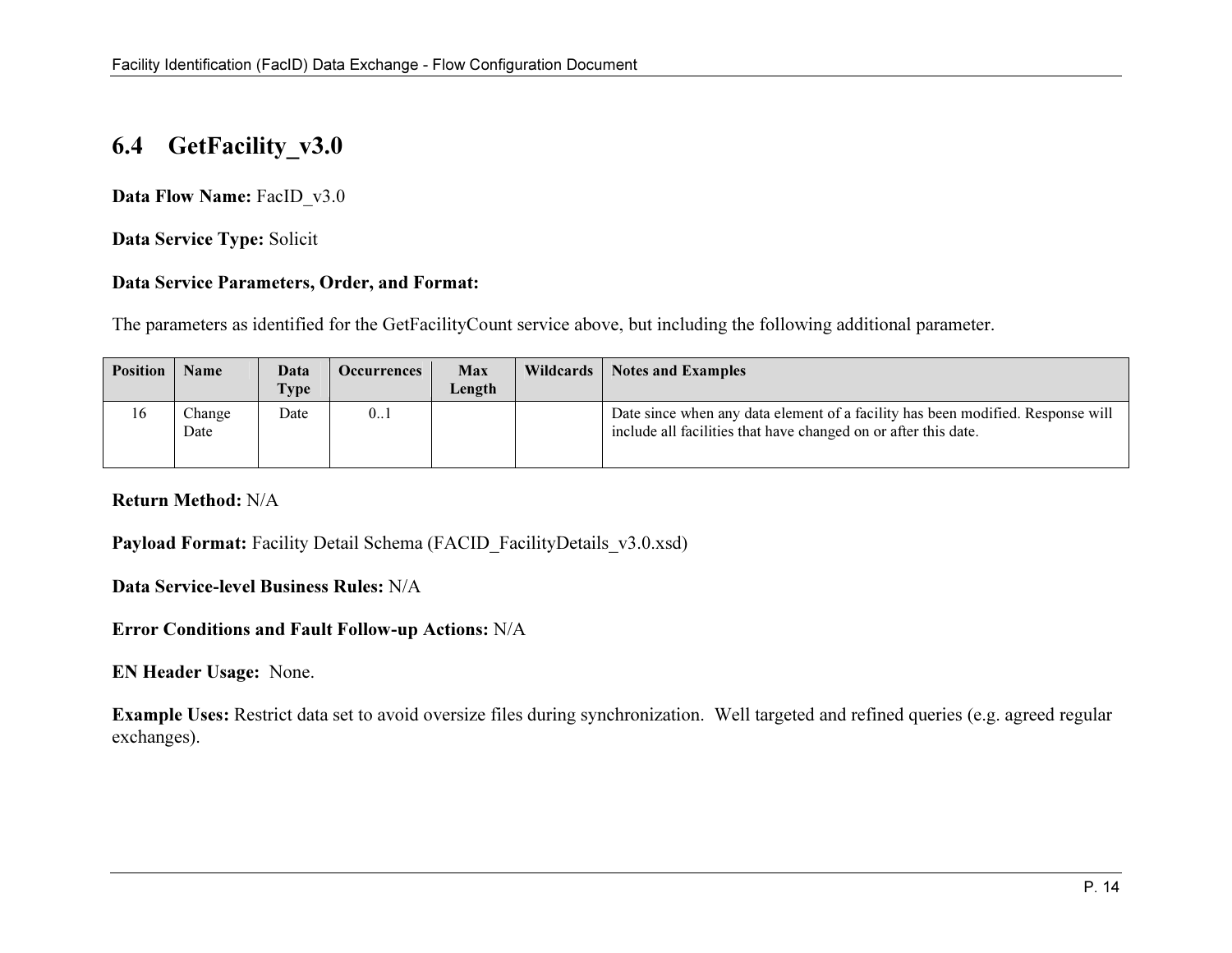## 6.4 GetFacility_v3.0

**Data Flow Name:** FacID_v3.0

**Data Service Type:** Solicit

**Data Service Parameters, Order, and Format:**

The parameters as identified for the GetFacilityCount service above, but including the following additional parameter.

| Position | Name | Data Type | Occurrences | Max Length | Wildcards | Notes and Examples |
|---|---|---|---|---|---|---|
| 16 | Change Date | Date | 0..1 | | | Date since when any data element of a facility has been modified. Response will include all facilities that have changed on or after this date. |

**Return Method:** N/A

**Payload Format:** Facility Detail Schema (FACID_FacilityDetails_v3.0.xsd)

**Data Service-level Business Rules:** N/A

**Error Conditions and Fault Follow-up Actions:** N/A

**EN Header Usage:** None.

**Example Uses:** Restrict data set to avoid oversize files during synchronization. Well targeted and refined queries (e.g. agreed regular exchanges).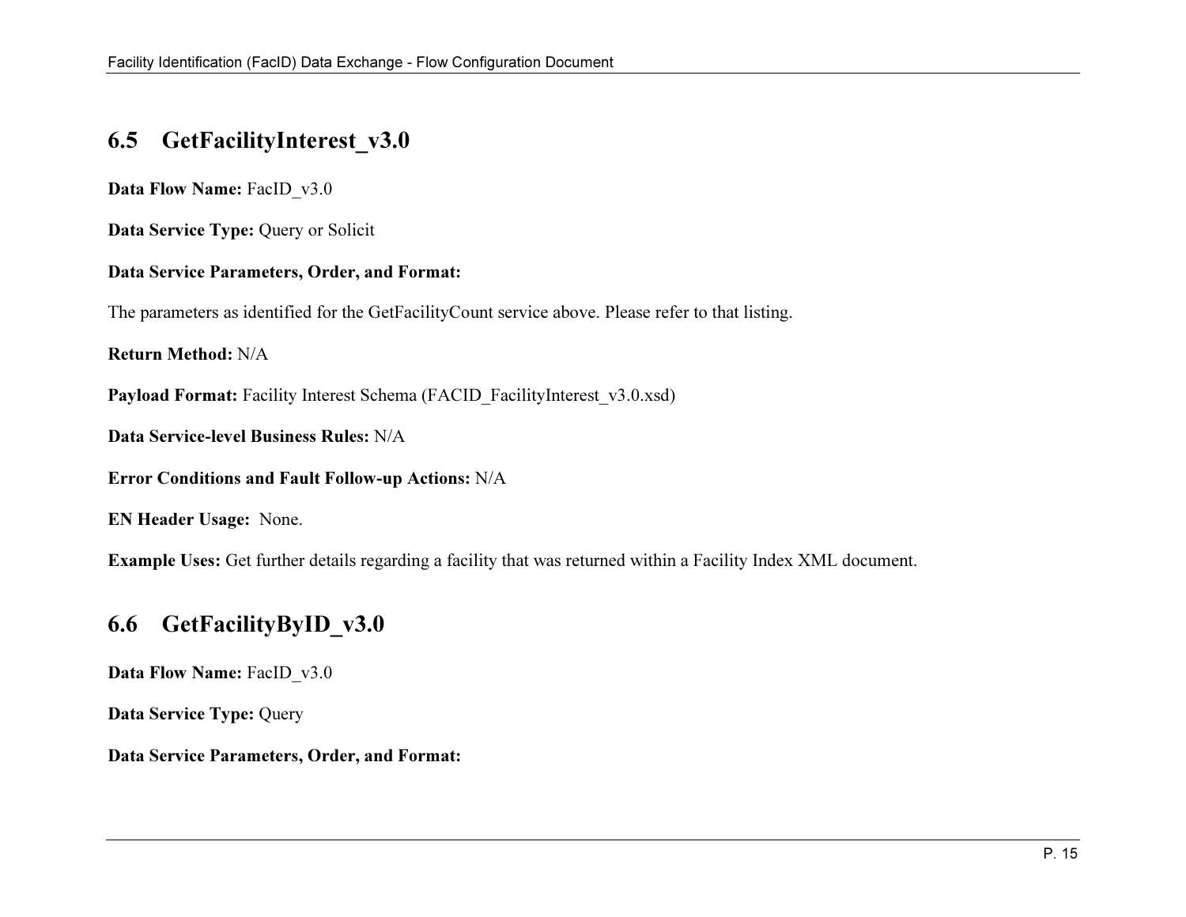## 6.5 GetFacilityInterest_v3.0

**Data Flow Name:** FacID_v3.0

**Data Service Type:** Query or Solicit

**Data Service Parameters, Order, and Format:**

The parameters as identified for the GetFacilityCount service above. Please refer to that listing.

**Return Method:** N/A

**Payload Format:** Facility Interest Schema (FACID_FacilityInterest_v3.0.xsd)

**Data Service-level Business Rules:** N/A

**Error Conditions and Fault Follow-up Actions:** N/A

**EN Header Usage:** None.

**Example Uses:** Get further details regarding a facility that was returned within a Facility Index XML document.

## 6.6 GetFacilityByID_v3.0

**Data Flow Name:** FacID_v3.0

**Data Service Type:** Query

**Data Service Parameters, Order, and Format:**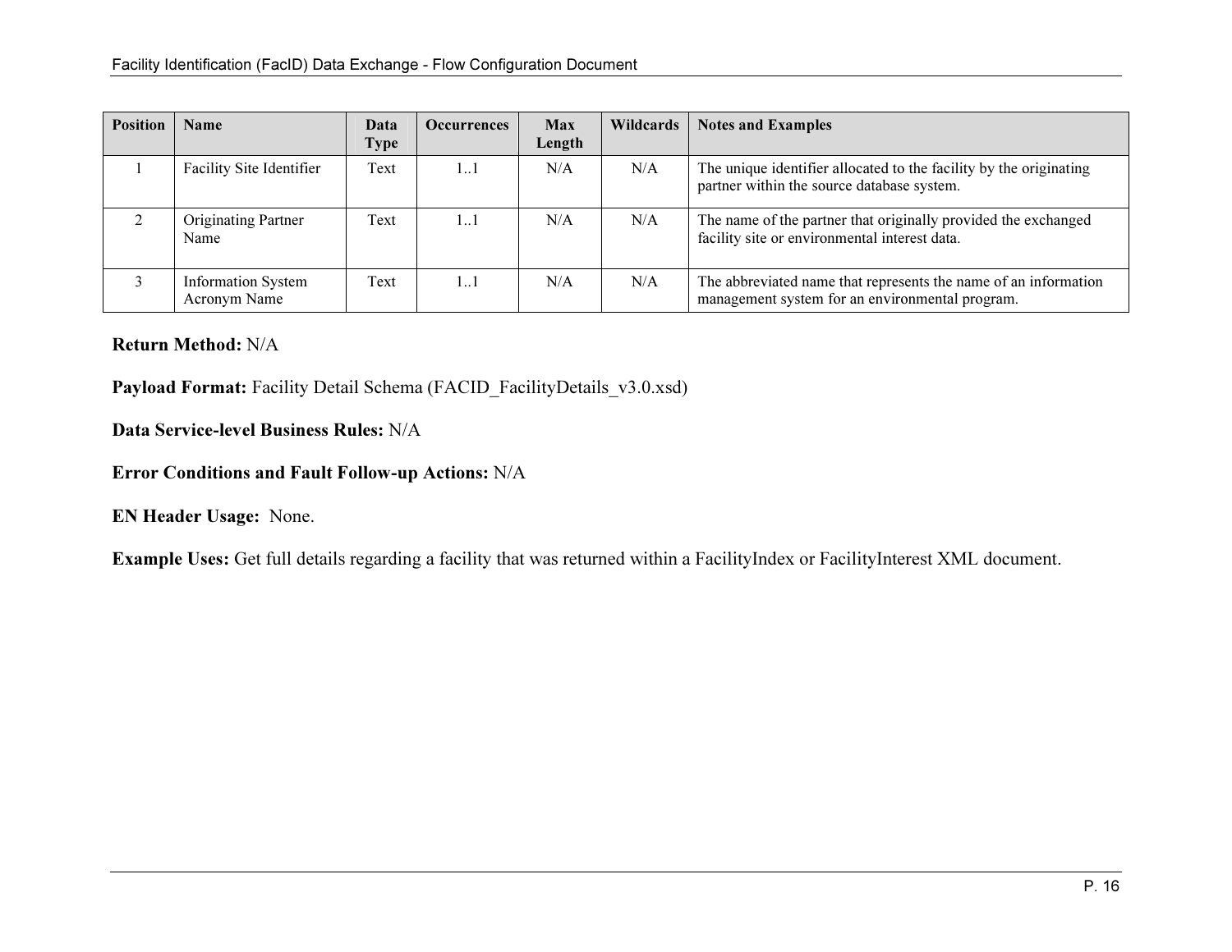| Position | Name | Data Type | Occurrences | Max Length | Wildcards | Notes and Examples |
|---|---|---|---|---|---|---|
| 1 | Facility Site Identifier | Text | 1..1 | N/A | N/A | The unique identifier allocated to the facility by the originating partner within the source database system. |
| 2 | Originating Partner Name | Text | 1..1 | N/A | N/A | The name of the partner that originally provided the exchanged facility site or environmental interest data. |
| 3 | Information System Acronym Name | Text | 1..1 | N/A | N/A | The abbreviated name that represents the name of an information management system for an environmental program. |

**Return Method:** N/A

**Payload Format:** Facility Detail Schema (FACID_FacilityDetails_v3.0.xsd)

**Data Service-level Business Rules:** N/A

**Error Conditions and Fault Follow-up Actions:** N/A

**EN Header Usage:** None.

**Example Uses:** Get full details regarding a facility that was returned within a FacilityIndex or FacilityInterest XML document.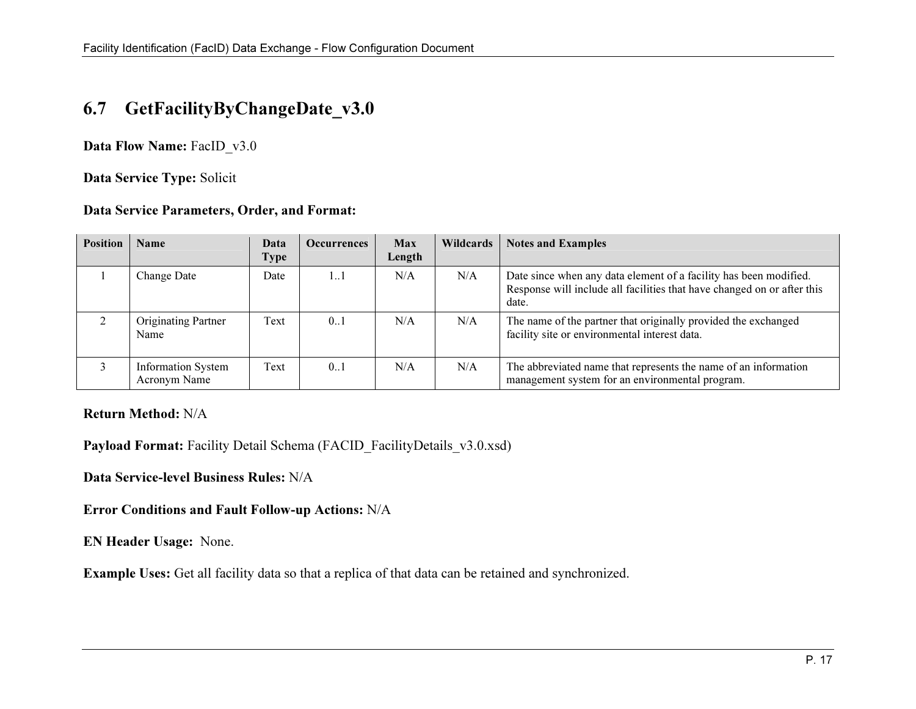## 6.7 GetFacilityByChangeDate_v3.0

**Data Flow Name:** FacID_v3.0

**Data Service Type:** Solicit

**Data Service Parameters, Order, and Format:**

| Position | Name | Data Type | Occurrences | Max Length | Wildcards | Notes and Examples |
|---|---|---|---|---|---|---|
| 1 | Change Date | Date | 1..1 | N/A | N/A | Date since when any data element of a facility has been modified. Response will include all facilities that have changed on or after this date. |
| 2 | Originating Partner Name | Text | 0..1 | N/A | N/A | The name of the partner that originally provided the exchanged facility site or environmental interest data. |
| 3 | Information System Acronym Name | Text | 0..1 | N/A | N/A | The abbreviated name that represents the name of an information management system for an environmental program. |

**Return Method:** N/A

**Payload Format:** Facility Detail Schema (FACID_FacilityDetails_v3.0.xsd)

**Data Service-level Business Rules:** N/A

**Error Conditions and Fault Follow-up Actions:** N/A

**EN Header Usage:** None.

**Example Uses:** Get all facility data so that a replica of that data can be retained and synchronized.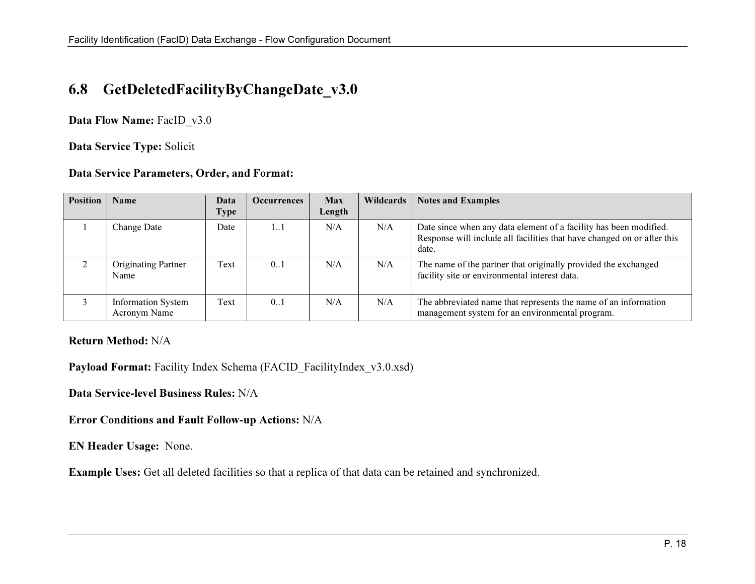## 6.8 GetDeletedFacilityByChangeDate_v3.0

**Data Flow Name:** FacID_v3.0

**Data Service Type:** Solicit

**Data Service Parameters, Order, and Format:**

| Position | Name | Data Type | Occurrences | Max Length | Wildcards | Notes and Examples |
|---|---|---|---|---|---|---|
| 1 | Change Date | Date | 1..1 | N/A | N/A | Date since when any data element of a facility has been modified. Response will include all facilities that have changed on or after this date. |
| 2 | Originating Partner Name | Text | 0..1 | N/A | N/A | The name of the partner that originally provided the exchanged facility site or environmental interest data. |
| 3 | Information System Acronym Name | Text | 0..1 | N/A | N/A | The abbreviated name that represents the name of an information management system for an environmental program. |

**Return Method:** N/A

**Payload Format:** Facility Index Schema (FACID_FacilityIndex_v3.0.xsd)

**Data Service-level Business Rules:** N/A

**Error Conditions and Fault Follow-up Actions:** N/A

**EN Header Usage:** None.

**Example Uses:** Get all deleted facilities so that a replica of that data can be retained and synchronized.